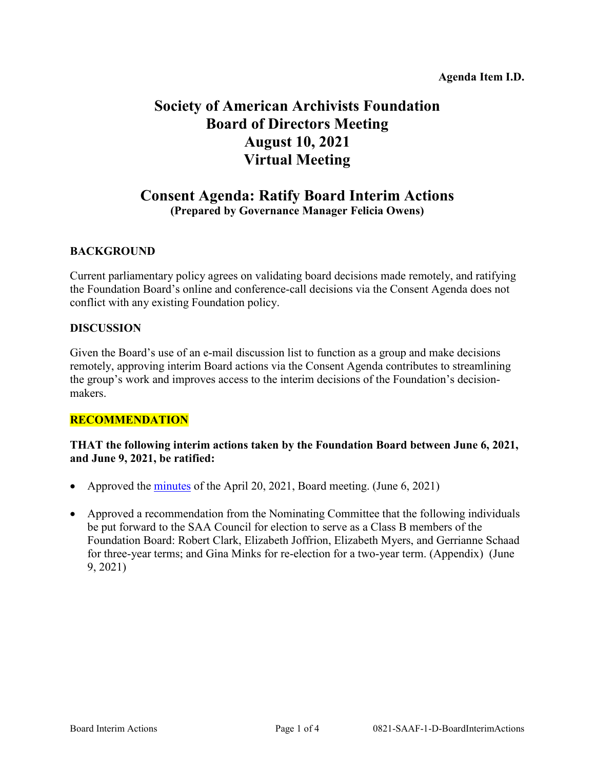**Agenda Item I.D.**

# Society of American Archivists Foundation Board of Directors Meeting August 10, 2021 Virtual Meeting

## Consent Agenda: Ratify Board Interim Actions

**(Prepared by Governance Manager Felicia Owens)**

### BACKGROUND

Current parliamentary policy agrees on validating board decisions made remotely, and ratifying the Foundation Board's online and conference-call decisions via the Consent Agenda does not conflict with any existing Foundation policy.

### DISCUSSION

Given the Board's use of an e-mail discussion list to function as a group and make decisions remotely, approving interim Board actions via the Consent Agenda contributes to streamlining the group's work and improves access to the interim decisions of the Foundation's decision-makers.

### RECOMMENDATION

**THAT the following interim actions taken by the Foundation Board between June 6, 2021, and June 9, 2021, be ratified:**

- Approved the minutes of the April 20, 2021, Board meeting. (June 6, 2021)
- Approved a recommendation from the Nominating Committee that the following individuals be put forward to the SAA Council for election to serve as a Class B members of the Foundation Board: Robert Clark, Elizabeth Joffrion, Elizabeth Myers, and Gerrianne Schaad for three-year terms; and Gina Minks for re-election for a two-year term. (Appendix) (June 9, 2021)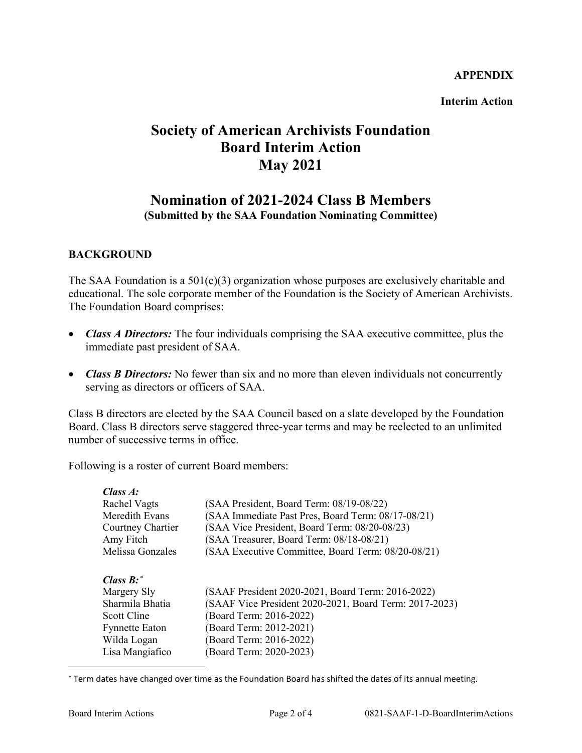**APPENDIX**

**Interim Action**

# Society of American Archivists Foundation Board Interim Action May 2021

## Nomination of 2021-2024 Class B Members

**(Submitted by the SAA Foundation Nominating Committee)**

### BACKGROUND

The SAA Foundation is a 501(c)(3) organization whose purposes are exclusively charitable and educational. The sole corporate member of the Foundation is the Society of American Archivists. The Foundation Board comprises:

- ***Class A Directors:*** The four individuals comprising the SAA executive committee, plus the immediate past president of SAA.
- ***Class B Directors:*** No fewer than six and no more than eleven individuals not concurrently serving as directors or officers of SAA.

Class B directors are elected by the SAA Council based on a slate developed by the Foundation Board. Class B directors serve staggered three-year terms and may be reelected to an unlimited number of successive terms in office.

Following is a roster of current Board members:

***Class A:***

| | |
|---|---|
| Rachel Vagts | (SAA President, Board Term: 08/19-08/22) |
| Meredith Evans | (SAA Immediate Past Pres, Board Term: 08/17-08/21) |
| Courtney Chartier | (SAA Vice President, Board Term: 08/20-08/23) |
| Amy Fitch | (SAA Treasurer, Board Term: 08/18-08/21) |
| Melissa Gonzales | (SAA Executive Committee, Board Term: 08/20-08/21) |

***Class B:*** [*]

| | |
|---|---|
| Margery Sly | (SAAF President 2020-2021, Board Term: 2016-2022) |
| Sharmila Bhatia | (SAAF Vice President 2020-2021, Board Term: 2017-2023) |
| Scott Cline | (Board Term: 2016-2022) |
| Fynnette Eaton | (Board Term: 2012-2021) |
| Wilda Logan | (Board Term: 2016-2022) |
| Lisa Mangiafico | (Board Term: 2020-2023) |

[*] Term dates have changed over time as the Foundation Board has shifted the dates of its annual meeting.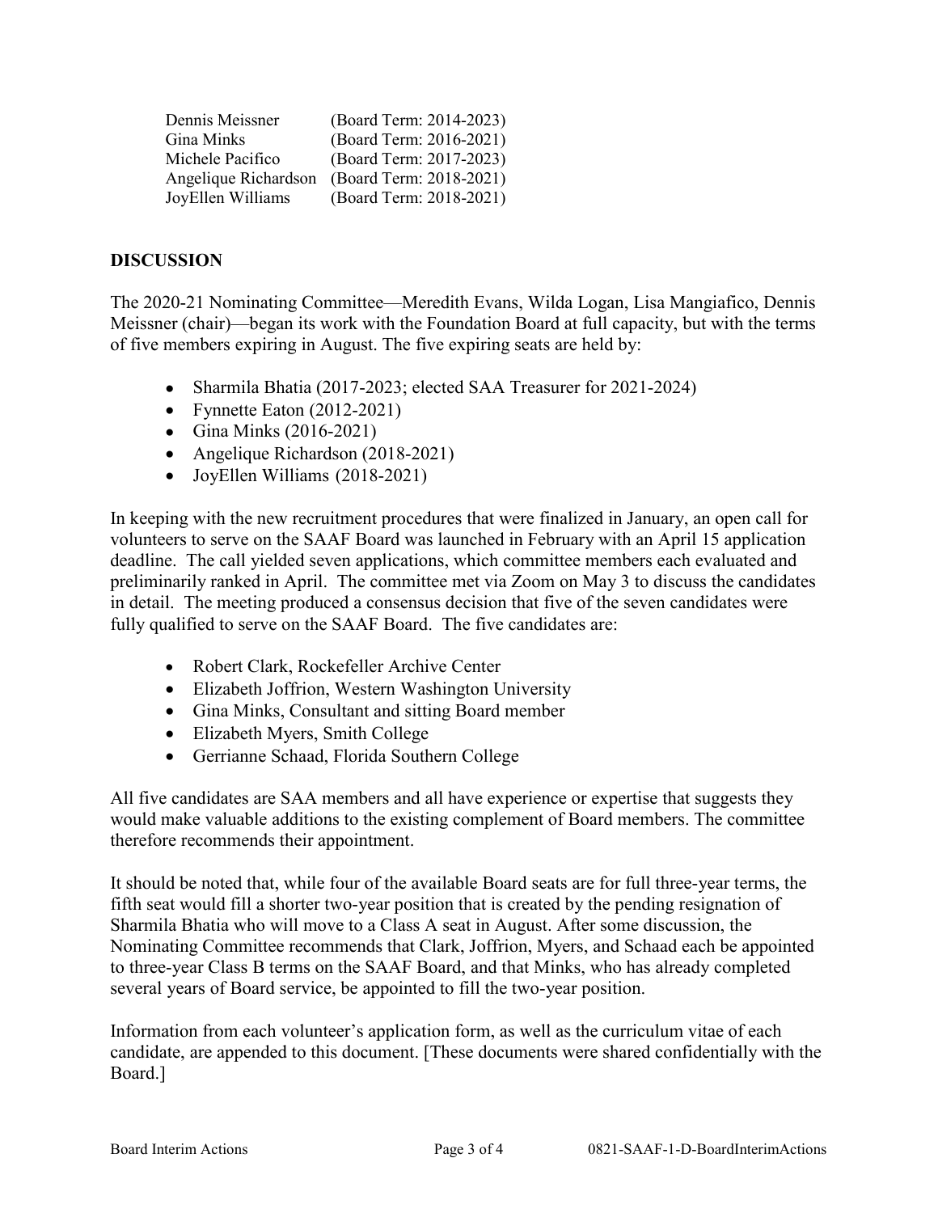| | |
|---|---|
| Dennis Meissner | (Board Term: 2014-2023) |
| Gina Minks | (Board Term: 2016-2021) |
| Michele Pacifico | (Board Term: 2017-2023) |
| Angelique Richardson | (Board Term: 2018-2021) |
| JoyEllen Williams | (Board Term: 2018-2021) |

## DISCUSSION

The 2020-21 Nominating Committee—Meredith Evans, Wilda Logan, Lisa Mangiafico, Dennis Meissner (chair)—began its work with the Foundation Board at full capacity, but with the terms of five members expiring in August. The five expiring seats are held by:

- Sharmila Bhatia (2017-2023; elected SAA Treasurer for 2021-2024)
- Fynnette Eaton (2012-2021)
- Gina Minks (2016-2021)
- Angelique Richardson (2018-2021)
- JoyEllen Williams (2018-2021)

In keeping with the new recruitment procedures that were finalized in January, an open call for volunteers to serve on the SAAF Board was launched in February with an April 15 application deadline. The call yielded seven applications, which committee members each evaluated and preliminarily ranked in April. The committee met via Zoom on May 3 to discuss the candidates in detail. The meeting produced a consensus decision that five of the seven candidates were fully qualified to serve on the SAAF Board. The five candidates are:

- Robert Clark, Rockefeller Archive Center
- Elizabeth Joffrion, Western Washington University
- Gina Minks, Consultant and sitting Board member
- Elizabeth Myers, Smith College
- Gerrianne Schaad, Florida Southern College

All five candidates are SAA members and all have experience or expertise that suggests they would make valuable additions to the existing complement of Board members. The committee therefore recommends their appointment.

It should be noted that, while four of the available Board seats are for full three-year terms, the fifth seat would fill a shorter two-year position that is created by the pending resignation of Sharmila Bhatia who will move to a Class A seat in August. After some discussion, the Nominating Committee recommends that Clark, Joffrion, Myers, and Schaad each be appointed to three-year Class B terms on the SAAF Board, and that Minks, who has already completed several years of Board service, be appointed to fill the two-year position.

Information from each volunteer's application form, as well as the curriculum vitae of each candidate, are appended to this document. [These documents were shared confidentially with the Board.]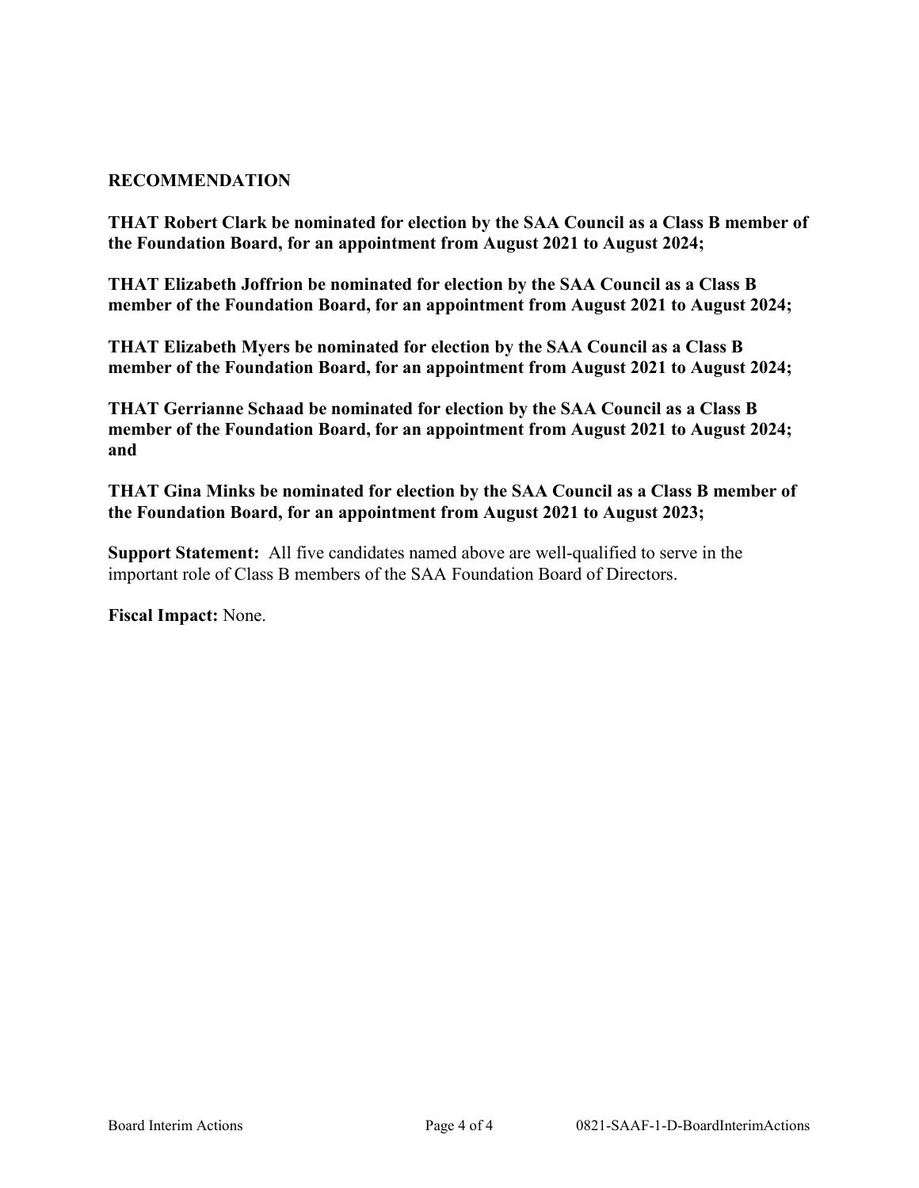**RECOMMENDATION**

**THAT Robert Clark be nominated for election by the SAA Council as a Class B member of the Foundation Board, for an appointment from August 2021 to August 2024;**

**THAT Elizabeth Joffrion be nominated for election by the SAA Council as a Class B member of the Foundation Board, for an appointment from August 2021 to August 2024;**

**THAT Elizabeth Myers be nominated for election by the SAA Council as a Class B member of the Foundation Board, for an appointment from August 2021 to August 2024;**

**THAT Gerrianne Schaad be nominated for election by the SAA Council as a Class B member of the Foundation Board, for an appointment from August 2021 to August 2024; and**

**THAT Gina Minks be nominated for election by the SAA Council as a Class B member of the Foundation Board, for an appointment from August 2021 to August 2023;**

**Support Statement:** All five candidates named above are well-qualified to serve in the important role of Class B members of the SAA Foundation Board of Directors.

**Fiscal Impact:** None.